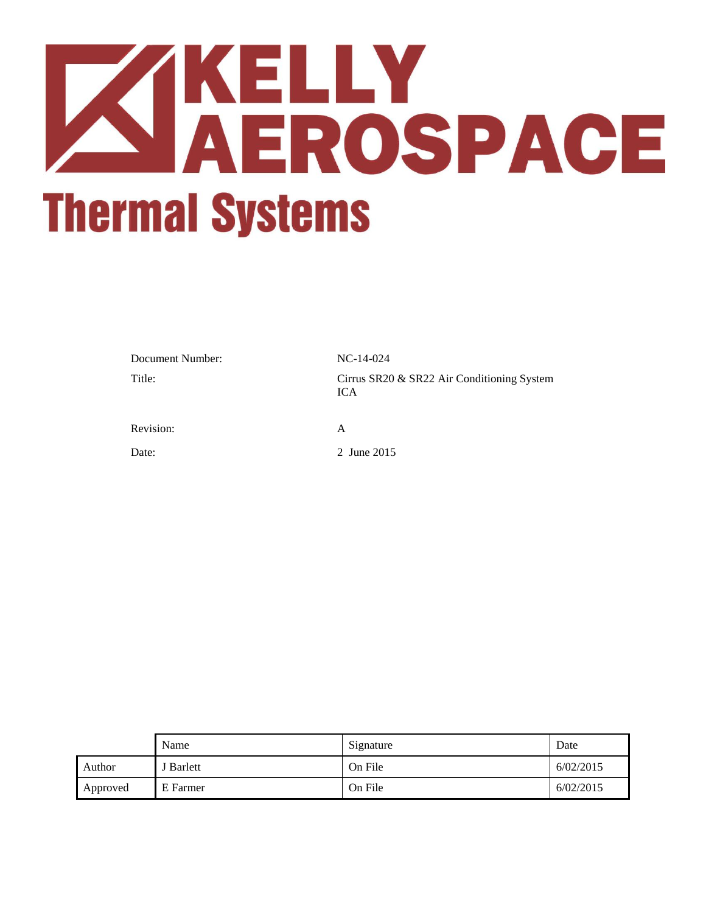# KELLY AEROSPACE

## Thermal Systems

| | |
|---|---|
| Document Number: | NC-14-024 |
| Title: | Cirrus SR20 & SR22 Air Conditioning System ICA |
| Revision: | A |
| Date: | 2 June 2015 |

| | Name | Signature | Date |
|---|---|---|---|
| Author | J Barlett | On File | 6/02/2015 |
| Approved | E Farmer | On File | 6/02/2015 |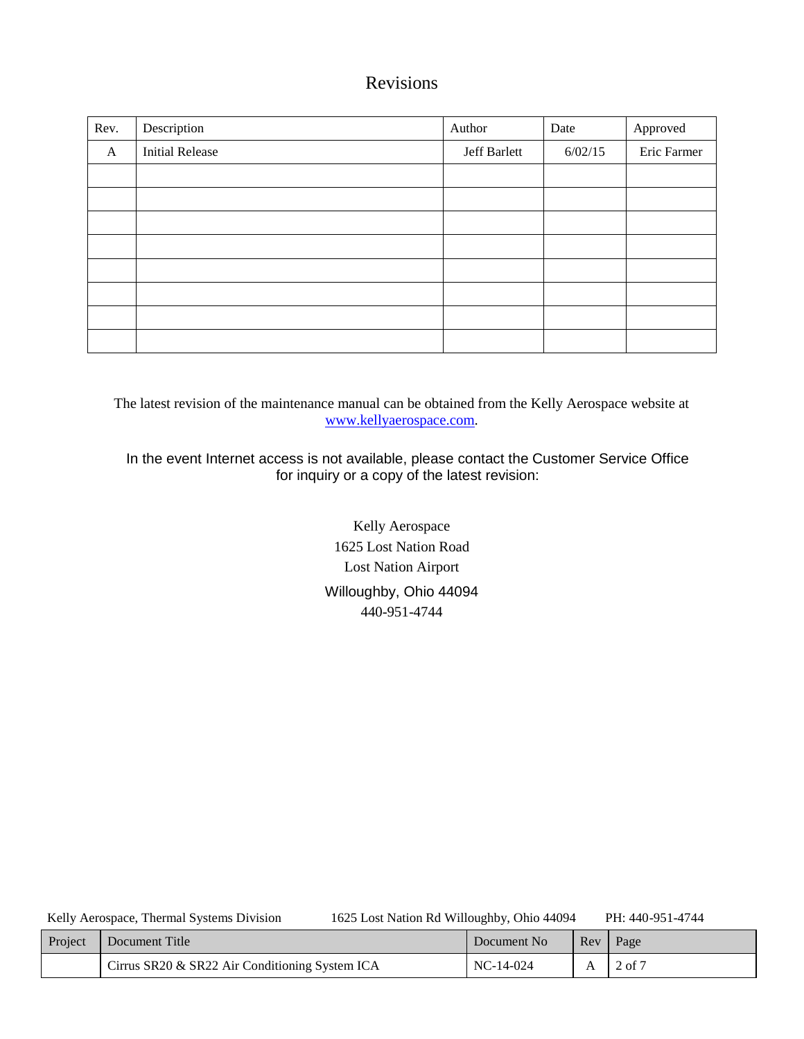# Revisions

| Rev. | Description | Author | Date | Approved |
|---|---|---|---|---|
| A | Initial Release | Jeff Barlett | 6/02/15 | Eric Farmer |
| | | | | |
| | | | | |
| | | | | |
| | | | | |
| | | | | |
| | | | | |
| | | | | |
| | | | | |

The latest revision of the maintenance manual can be obtained from the Kelly Aerospace website at www.kellyaerospace.com.

In the event Internet access is not available, please contact the Customer Service Office for inquiry or a copy of the latest revision:

Kelly Aerospace
1625 Lost Nation Road
Lost Nation Airport
Willoughby, Ohio 44094
440-951-4744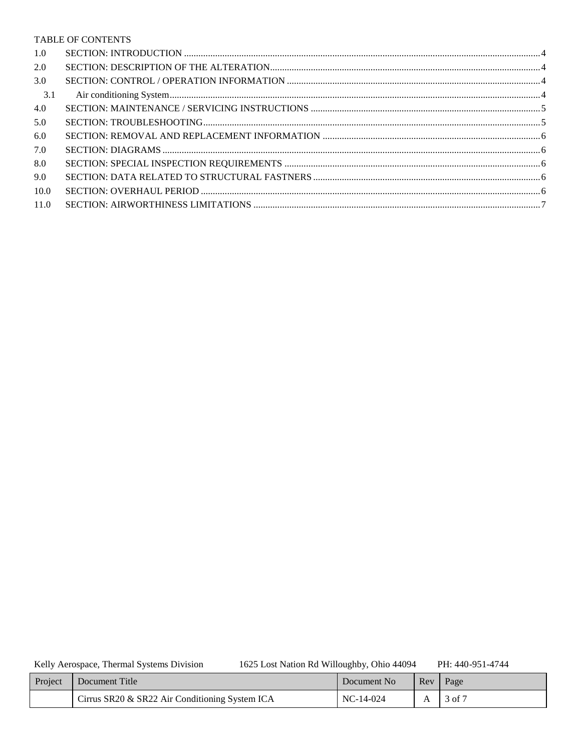TABLE OF CONTENTS

- 1.0 SECTION: INTRODUCTION ... 4
- 2.0 SECTION: DESCRIPTION OF THE ALTERATION ... 4
- 3.0 SECTION: CONTROL / OPERATION INFORMATION ... 4
  - 3.1 Air conditioning System ... 4
- 4.0 SECTION: MAINTENANCE / SERVICING INSTRUCTIONS ... 5
- 5.0 SECTION: TROUBLESHOOTING ... 5
- 6.0 SECTION: REMOVAL AND REPLACEMENT INFORMATION ... 6
- 7.0 SECTION: DIAGRAMS ... 6
- 8.0 SECTION: SPECIAL INSPECTION REQUIREMENTS ... 6
- 9.0 SECTION: DATA RELATED TO STRUCTURAL FASTNERS ... 6
- 10.0 SECTION: OVERHAUL PERIOD ... 6
- 11.0 SECTION: AIRWORTHINESS LIMITATIONS ... 7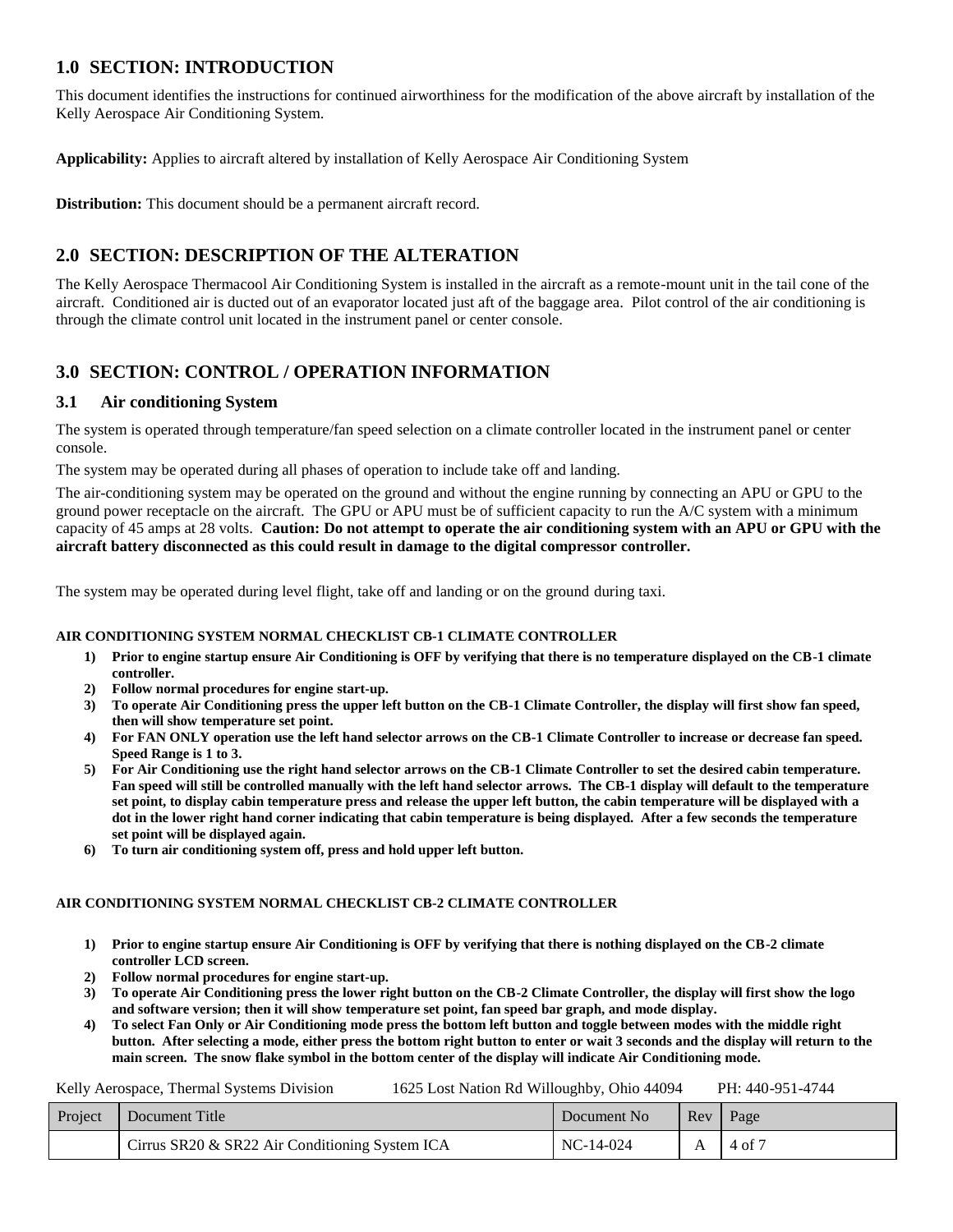## 1.0 SECTION: INTRODUCTION

This document identifies the instructions for continued airworthiness for the modification of the above aircraft by installation of the Kelly Aerospace Air Conditioning System.

**Applicability:** Applies to aircraft altered by installation of Kelly Aerospace Air Conditioning System

**Distribution:** This document should be a permanent aircraft record.

## 2.0 SECTION: DESCRIPTION OF THE ALTERATION

The Kelly Aerospace Thermacool Air Conditioning System is installed in the aircraft as a remote-mount unit in the tail cone of the aircraft. Conditioned air is ducted out of an evaporator located just aft of the baggage area. Pilot control of the air conditioning is through the climate control unit located in the instrument panel or center console.

## 3.0 SECTION: CONTROL / OPERATION INFORMATION

### 3.1 Air conditioning System

The system is operated through temperature/fan speed selection on a climate controller located in the instrument panel or center console.

The system may be operated during all phases of operation to include take off and landing.

The air-conditioning system may be operated on the ground and without the engine running by connecting an APU or GPU to the ground power receptacle on the aircraft. The GPU or APU must be of sufficient capacity to run the A/C system with a minimum capacity of 45 amps at 28 volts. **Caution: Do not attempt to operate the air conditioning system with an APU or GPU with the aircraft battery disconnected as this could result in damage to the digital compressor controller.**

The system may be operated during level flight, take off and landing or on the ground during taxi.

**AIR CONDITIONING SYSTEM NORMAL CHECKLIST CB-1 CLIMATE CONTROLLER**

1) **Prior to engine startup ensure Air Conditioning is OFF by verifying that there is no temperature displayed on the CB-1 climate controller.**
2) **Follow normal procedures for engine start-up.**
3) **To operate Air Conditioning press the upper left button on the CB-1 Climate Controller, the display will first show fan speed, then will show temperature set point.**
4) **For FAN ONLY operation use the left hand selector arrows on the CB-1 Climate Controller to increase or decrease fan speed. Speed Range is 1 to 3.**
5) **For Air Conditioning use the right hand selector arrows on the CB-1 Climate Controller to set the desired cabin temperature. Fan speed will still be controlled manually with the left hand selector arrows. The CB-1 display will default to the temperature set point, to display cabin temperature press and release the upper left button, the cabin temperature will be displayed with a dot in the lower right hand corner indicating that cabin temperature is being displayed. After a few seconds the temperature set point will be displayed again.**
6) **To turn air conditioning system off, press and hold upper left button.**

**AIR CONDITIONING SYSTEM NORMAL CHECKLIST CB-2 CLIMATE CONTROLLER**

1) **Prior to engine startup ensure Air Conditioning is OFF by verifying that there is nothing displayed on the CB-2 climate controller LCD screen.**
2) **Follow normal procedures for engine start-up.**
3) **To operate Air Conditioning press the lower right button on the CB-2 Climate Controller, the display will first show the logo and software version; then it will show temperature set point, fan speed bar graph, and mode display.**
4) **To select Fan Only or Air Conditioning mode press the bottom left button and toggle between modes with the middle right button. After selecting a mode, either press the bottom right button to enter or wait 3 seconds and the display will return to the main screen. The snow flake symbol in the bottom center of the display will indicate Air Conditioning mode.**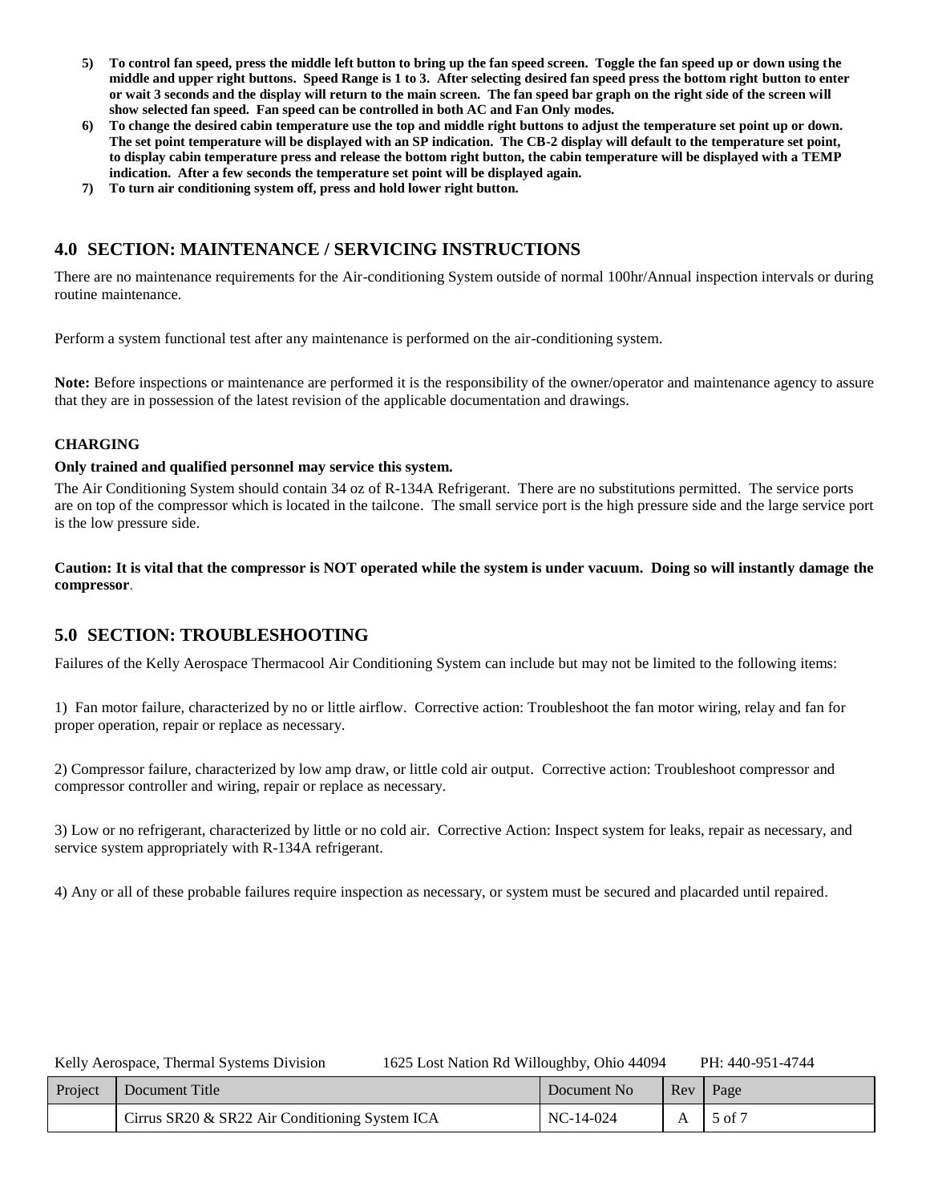**5) To control fan speed, press the middle left button to bring up the fan speed screen. Toggle the fan speed up or down using the middle and upper right buttons. Speed Range is 1 to 3. After selecting desired fan speed press the bottom right button to enter or wait 3 seconds and the display will return to the main screen. The fan speed bar graph on the right side of the screen will show selected fan speed. Fan speed can be controlled in both AC and Fan Only modes.**

**6) To change the desired cabin temperature use the top and middle right buttons to adjust the temperature set point up or down. The set point temperature will be displayed with an SP indication. The CB-2 display will default to the temperature set point, to display cabin temperature press and release the bottom right button, the cabin temperature will be displayed with a TEMP indication. After a few seconds the temperature set point will be displayed again.**

**7) To turn air conditioning system off, press and hold lower right button.**

## 4.0 SECTION: MAINTENANCE / SERVICING INSTRUCTIONS

There are no maintenance requirements for the Air-conditioning System outside of normal 100hr/Annual inspection intervals or during routine maintenance.

Perform a system functional test after any maintenance is performed on the air-conditioning system.

**Note:** Before inspections or maintenance are performed it is the responsibility of the owner/operator and maintenance agency to assure that they are in possession of the latest revision of the applicable documentation and drawings.

### CHARGING

**Only trained and qualified personnel may service this system.**

The Air Conditioning System should contain 34 oz of R-134A Refrigerant. There are no substitutions permitted. The service ports are on top of the compressor which is located in the tailcone. The small service port is the high pressure side and the large service port is the low pressure side.

**Caution: It is vital that the compressor is NOT operated while the system is under vacuum. Doing so will instantly damage the compressor.**

## 5.0 SECTION: TROUBLESHOOTING

Failures of the Kelly Aerospace Thermacool Air Conditioning System can include but may not be limited to the following items:

1) Fan motor failure, characterized by no or little airflow. Corrective action: Troubleshoot the fan motor wiring, relay and fan for proper operation, repair or replace as necessary.

2) Compressor failure, characterized by low amp draw, or little cold air output. Corrective action: Troubleshoot compressor and compressor controller and wiring, repair or replace as necessary.

3) Low or no refrigerant, characterized by little or no cold air. Corrective Action: Inspect system for leaks, repair as necessary, and service system appropriately with R-134A refrigerant.

4) Any or all of these probable failures require inspection as necessary, or system must be secured and placarded until repaired.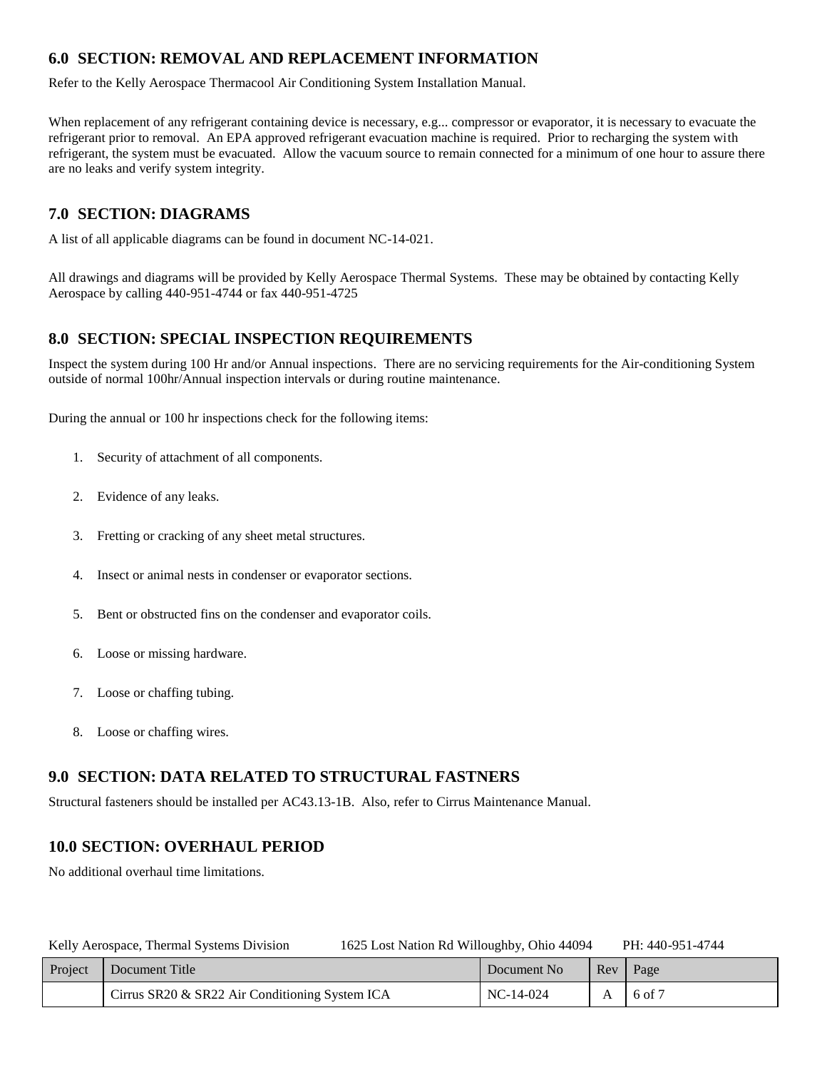## 6.0 SECTION: REMOVAL AND REPLACEMENT INFORMATION

Refer to the Kelly Aerospace Thermacool Air Conditioning System Installation Manual.

When replacement of any refrigerant containing device is necessary, e.g... compressor or evaporator, it is necessary to evacuate the refrigerant prior to removal. An EPA approved refrigerant evacuation machine is required. Prior to recharging the system with refrigerant, the system must be evacuated. Allow the vacuum source to remain connected for a minimum of one hour to assure there are no leaks and verify system integrity.

## 7.0 SECTION: DIAGRAMS

A list of all applicable diagrams can be found in document NC-14-021.

All drawings and diagrams will be provided by Kelly Aerospace Thermal Systems. These may be obtained by contacting Kelly Aerospace by calling 440-951-4744 or fax 440-951-4725

## 8.0 SECTION: SPECIAL INSPECTION REQUIREMENTS

Inspect the system during 100 Hr and/or Annual inspections. There are no servicing requirements for the Air-conditioning System outside of normal 100hr/Annual inspection intervals or during routine maintenance.

During the annual or 100 hr inspections check for the following items:

1. Security of attachment of all components.
2. Evidence of any leaks.
3. Fretting or cracking of any sheet metal structures.
4. Insect or animal nests in condenser or evaporator sections.
5. Bent or obstructed fins on the condenser and evaporator coils.
6. Loose or missing hardware.
7. Loose or chaffing tubing.
8. Loose or chaffing wires.

## 9.0 SECTION: DATA RELATED TO STRUCTURAL FASTNERS

Structural fasteners should be installed per AC43.13-1B. Also, refer to Cirrus Maintenance Manual.

## 10.0 SECTION: OVERHAUL PERIOD

No additional overhaul time limitations.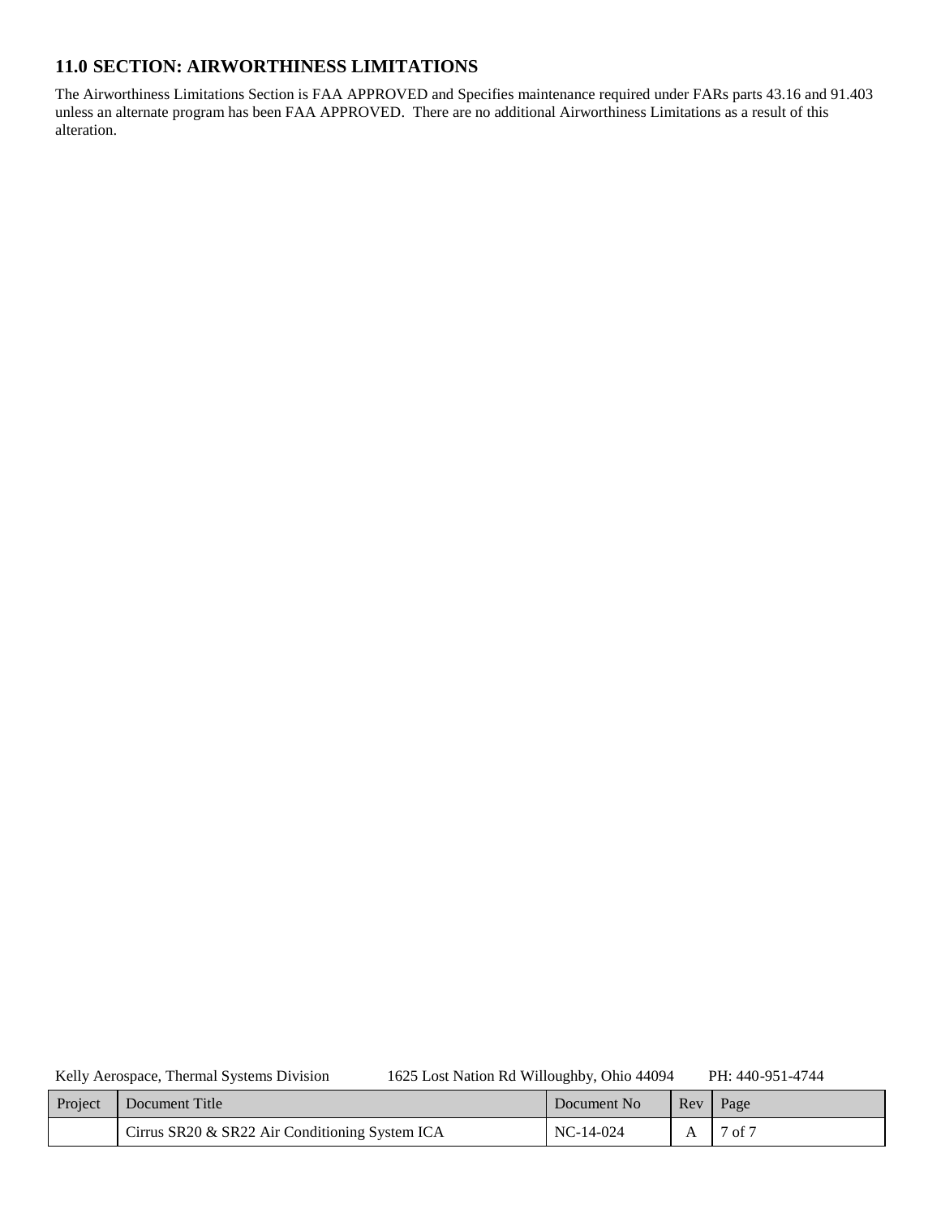## 11.0 SECTION: AIRWORTHINESS LIMITATIONS

The Airworthiness Limitations Section is FAA APPROVED and Specifies maintenance required under FARs parts 43.16 and 91.403 unless an alternate program has been FAA APPROVED. There are no additional Airworthiness Limitations as a result of this alteration.